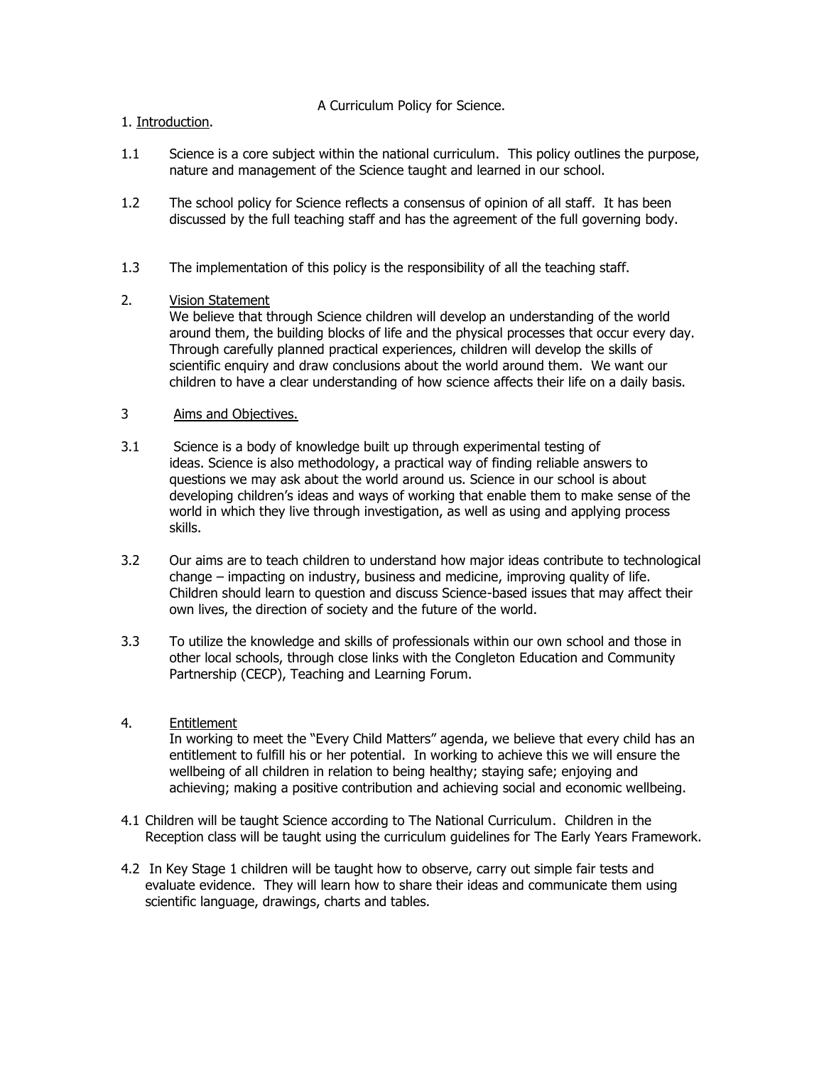# A Curriculum Policy for Science.

## 1. Introduction.

1.1 Science is a core subject within the national curriculum. This policy outlines the purpose, nature and management of the Science taught and learned in our school.

1.2 The school policy for Science reflects a consensus of opinion of all staff. It has been discussed by the full teaching staff and has the agreement of the full governing body.

1.3 The implementation of this policy is the responsibility of all the teaching staff.

## 2. Vision Statement

We believe that through Science children will develop an understanding of the world around them, the building blocks of life and the physical processes that occur every day. Through carefully planned practical experiences, children will develop the skills of scientific enquiry and draw conclusions about the world around them. We want our children to have a clear understanding of how science affects their life on a daily basis.

## 3 Aims and Objectives.

3.1 Science is a body of knowledge built up through experimental testing of ideas. Science is also methodology, a practical way of finding reliable answers to questions we may ask about the world around us. Science in our school is about developing children's ideas and ways of working that enable them to make sense of the world in which they live through investigation, as well as using and applying process skills.

3.2 Our aims are to teach children to understand how major ideas contribute to technological change – impacting on industry, business and medicine, improving quality of life. Children should learn to question and discuss Science-based issues that may affect their own lives, the direction of society and the future of the world.

3.3 To utilize the knowledge and skills of professionals within our own school and those in other local schools, through close links with the Congleton Education and Community Partnership (CECP), Teaching and Learning Forum.

## 4. Entitlement

In working to meet the "Every Child Matters" agenda, we believe that every child has an entitlement to fulfill his or her potential. In working to achieve this we will ensure the wellbeing of all children in relation to being healthy; staying safe; enjoying and achieving; making a positive contribution and achieving social and economic wellbeing.

4.1 Children will be taught Science according to The National Curriculum. Children in the Reception class will be taught using the curriculum guidelines for The Early Years Framework.

4.2 In Key Stage 1 children will be taught how to observe, carry out simple fair tests and evaluate evidence. They will learn how to share their ideas and communicate them using scientific language, drawings, charts and tables.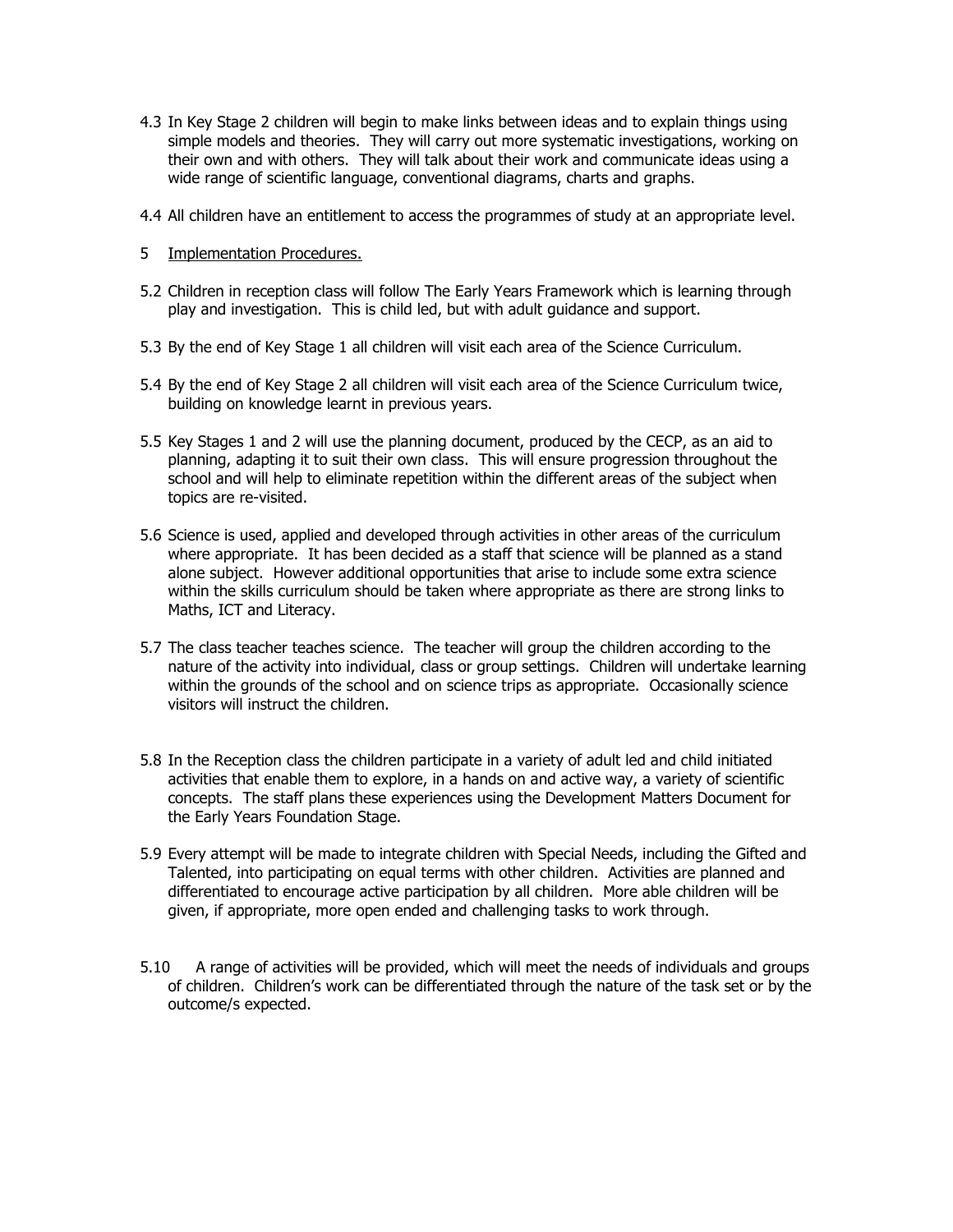4.3 In Key Stage 2 children will begin to make links between ideas and to explain things using simple models and theories. They will carry out more systematic investigations, working on their own and with others. They will talk about their work and communicate ideas using a wide range of scientific language, conventional diagrams, charts and graphs.

4.4 All children have an entitlement to access the programmes of study at an appropriate level.

5 <u>Implementation Procedures.</u>

5.2 Children in reception class will follow The Early Years Framework which is learning through play and investigation. This is child led, but with adult guidance and support.

5.3 By the end of Key Stage 1 all children will visit each area of the Science Curriculum.

5.4 By the end of Key Stage 2 all children will visit each area of the Science Curriculum twice, building on knowledge learnt in previous years.

5.5 Key Stages 1 and 2 will use the planning document, produced by the CECP, as an aid to planning, adapting it to suit their own class. This will ensure progression throughout the school and will help to eliminate repetition within the different areas of the subject when topics are re-visited.

5.6 Science is used, applied and developed through activities in other areas of the curriculum where appropriate. It has been decided as a staff that science will be planned as a stand alone subject. However additional opportunities that arise to include some extra science within the skills curriculum should be taken where appropriate as there are strong links to Maths, ICT and Literacy.

5.7 The class teacher teaches science. The teacher will group the children according to the nature of the activity into individual, class or group settings. Children will undertake learning within the grounds of the school and on science trips as appropriate. Occasionally science visitors will instruct the children.

5.8 In the Reception class the children participate in a variety of adult led and child initiated activities that enable them to explore, in a hands on and active way, a variety of scientific concepts. The staff plans these experiences using the Development Matters Document for the Early Years Foundation Stage.

5.9 Every attempt will be made to integrate children with Special Needs, including the Gifted and Talented, into participating on equal terms with other children. Activities are planned and differentiated to encourage active participation by all children. More able children will be given, if appropriate, more open ended and challenging tasks to work through.

5.10 A range of activities will be provided, which will meet the needs of individuals and groups of children. Children's work can be differentiated through the nature of the task set or by the outcome/s expected.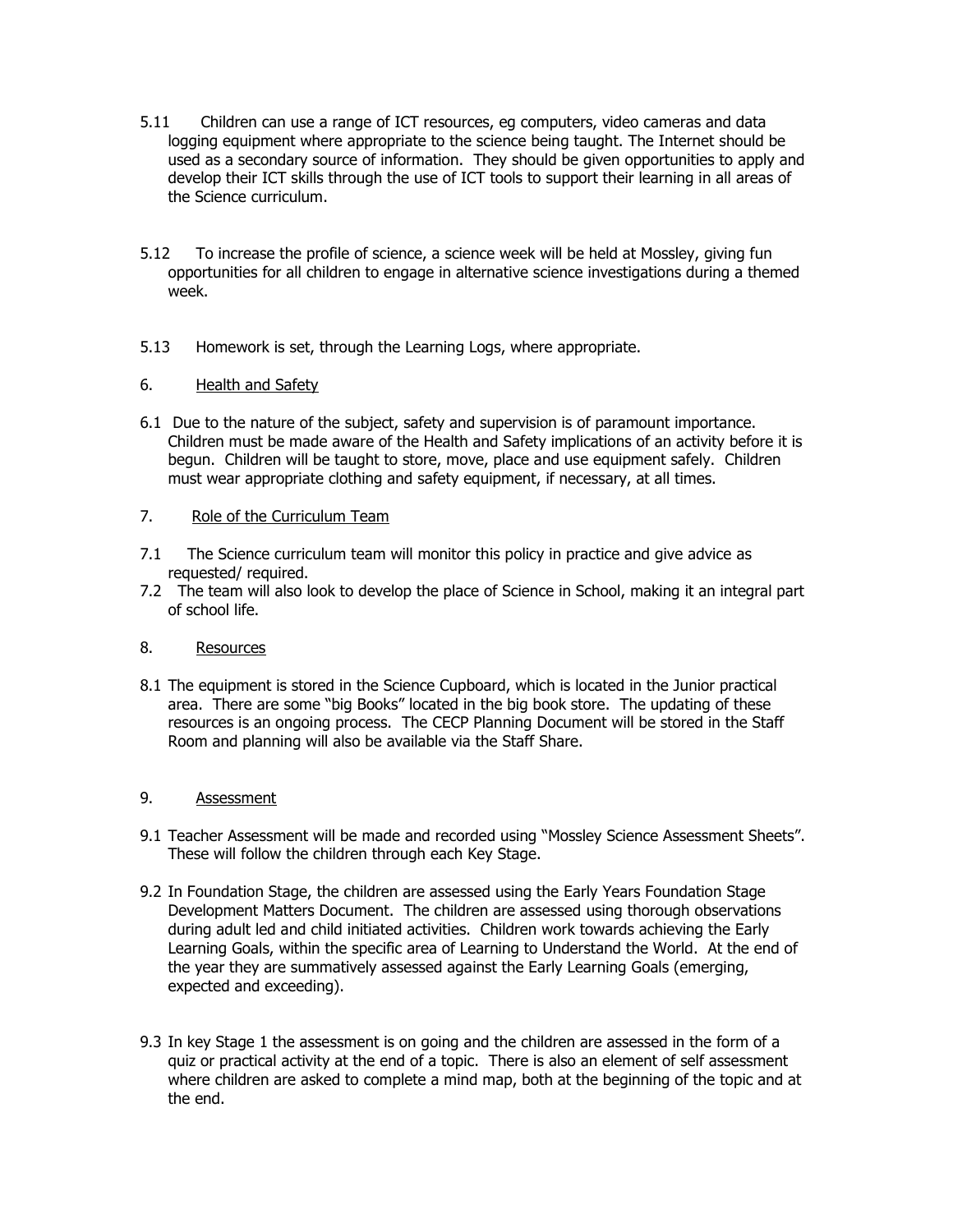5.11 Children can use a range of ICT resources, eg computers, video cameras and data logging equipment where appropriate to the science being taught. The Internet should be used as a secondary source of information. They should be given opportunities to apply and develop their ICT skills through the use of ICT tools to support their learning in all areas of the Science curriculum.

5.12 To increase the profile of science, a science week will be held at Mossley, giving fun opportunities for all children to engage in alternative science investigations during a themed week.

5.13 Homework is set, through the Learning Logs, where appropriate.

6. <u>Health and Safety</u>

6.1 Due to the nature of the subject, safety and supervision is of paramount importance. Children must be made aware of the Health and Safety implications of an activity before it is begun. Children will be taught to store, move, place and use equipment safely. Children must wear appropriate clothing and safety equipment, if necessary, at all times.

7. <u>Role of the Curriculum Team</u>

7.1 The Science curriculum team will monitor this policy in practice and give advice as requested/ required.

7.2 The team will also look to develop the place of Science in School, making it an integral part of school life.

8. <u>Resources</u>

8.1 The equipment is stored in the Science Cupboard, which is located in the Junior practical area. There are some "big Books" located in the big book store. The updating of these resources is an ongoing process. The CECP Planning Document will be stored in the Staff Room and planning will also be available via the Staff Share.

9. <u>Assessment</u>

9.1 Teacher Assessment will be made and recorded using "Mossley Science Assessment Sheets". These will follow the children through each Key Stage.

9.2 In Foundation Stage, the children are assessed using the Early Years Foundation Stage Development Matters Document. The children are assessed using thorough observations during adult led and child initiated activities. Children work towards achieving the Early Learning Goals, within the specific area of Learning to Understand the World. At the end of the year they are summatively assessed against the Early Learning Goals (emerging, expected and exceeding).

9.3 In key Stage 1 the assessment is on going and the children are assessed in the form of a quiz or practical activity at the end of a topic. There is also an element of self assessment where children are asked to complete a mind map, both at the beginning of the topic and at the end.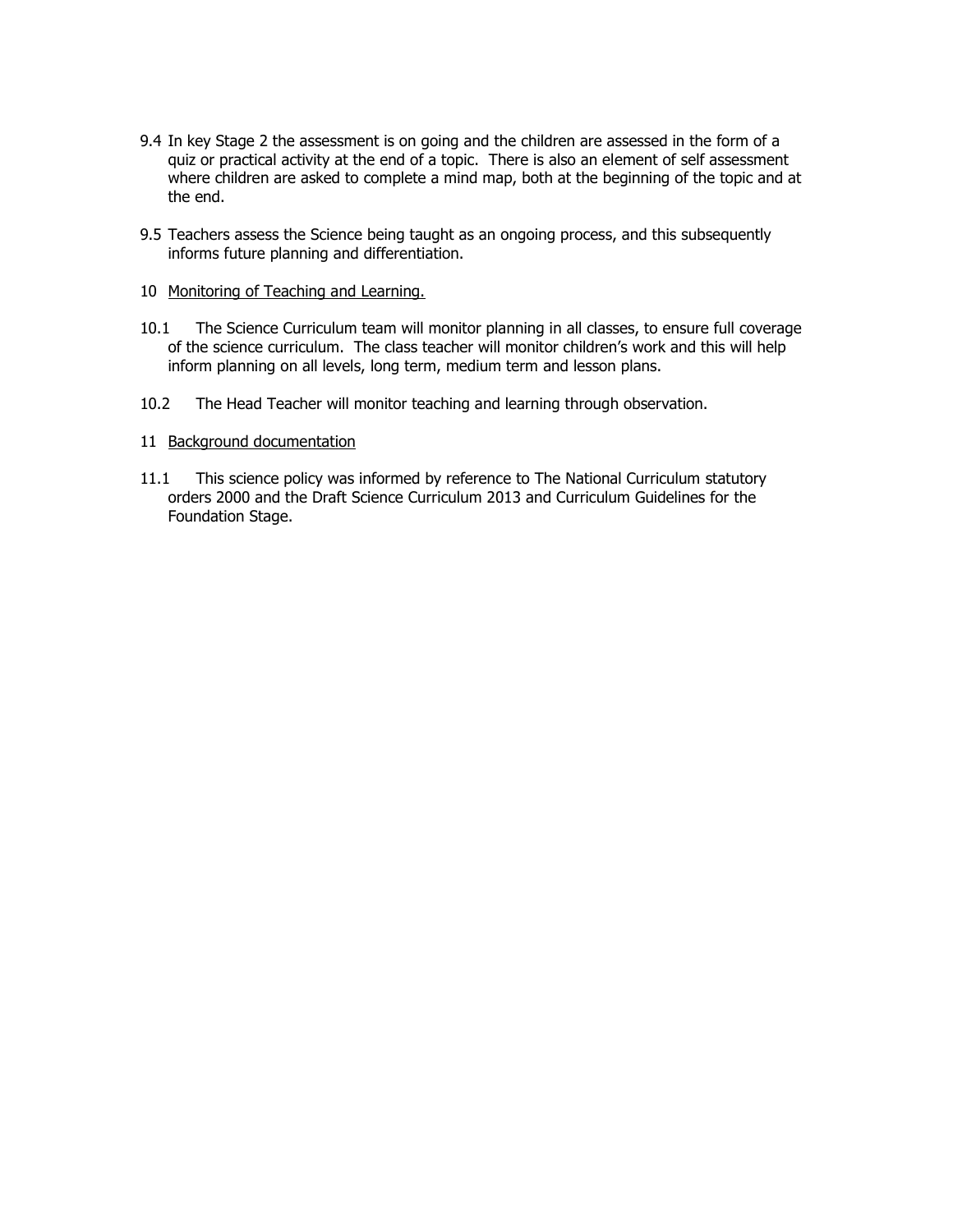9.4 In key Stage 2 the assessment is on going and the children are assessed in the form of a quiz or practical activity at the end of a topic. There is also an element of self assessment where children are asked to complete a mind map, both at the beginning of the topic and at the end.

9.5 Teachers assess the Science being taught as an ongoing process, and this subsequently informs future planning and differentiation.

## 10 Monitoring of Teaching and Learning.

10.1 The Science Curriculum team will monitor planning in all classes, to ensure full coverage of the science curriculum. The class teacher will monitor children's work and this will help inform planning on all levels, long term, medium term and lesson plans.

10.2 The Head Teacher will monitor teaching and learning through observation.

## 11 Background documentation

11.1 This science policy was informed by reference to The National Curriculum statutory orders 2000 and the Draft Science Curriculum 2013 and Curriculum Guidelines for the Foundation Stage.